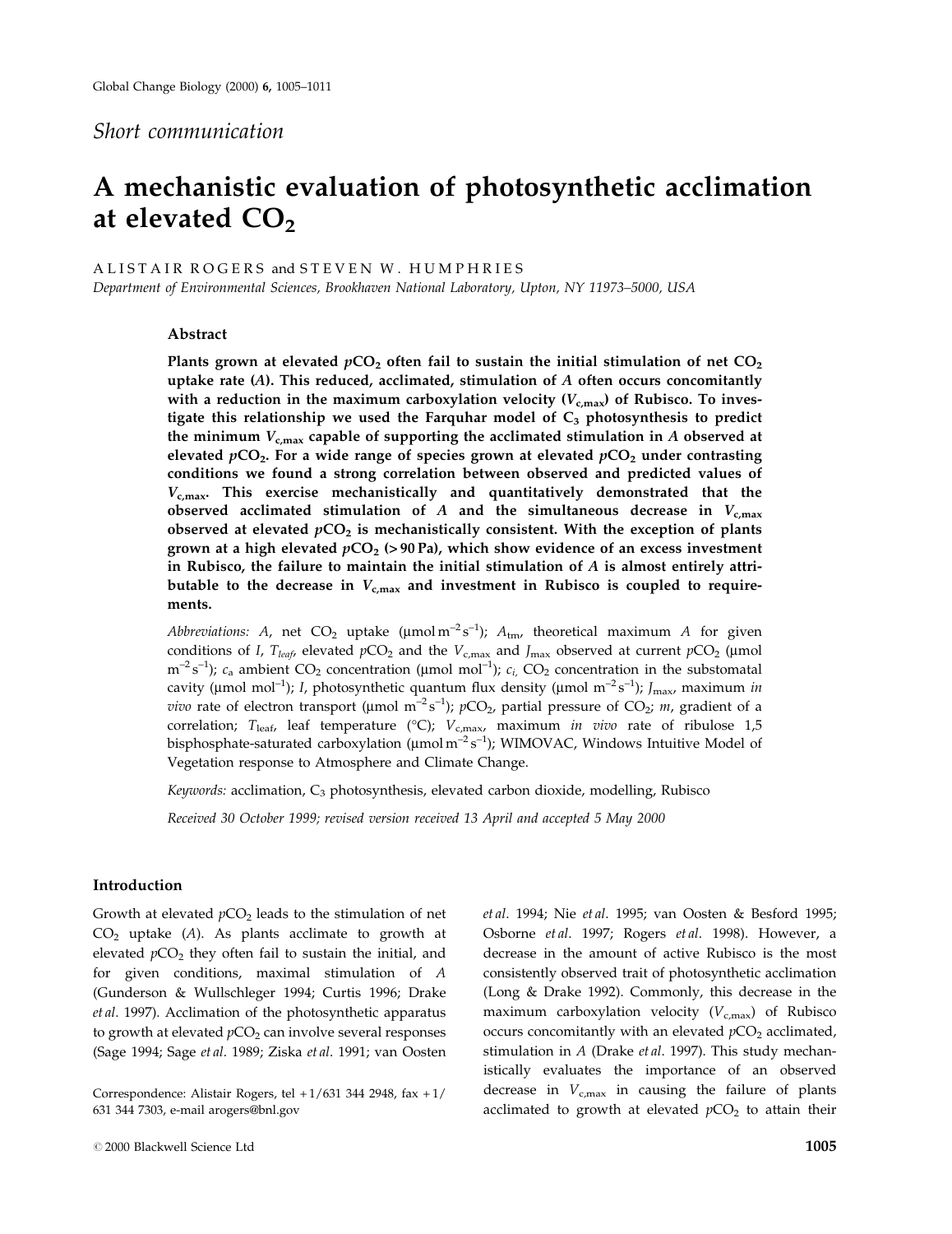*Short communication*

# A mechanistic evaluation of photosynthetic acclimation at elevated $CO_2$

ALISTAIR ROGERS and STEVEN W. HUMPHRIES

*Department of Environmental Sciences, Brookhaven National Laboratory, Upton, NY 11973–5000, USA*

## Abstract

**Plants grown at elevated $pCO_2$ often fail to sustain the initial stimulation of net $CO_2$ uptake rate ($A$). This reduced, acclimated, stimulation of $A$ often occurs concomitantly with a reduction in the maximum carboxylation velocity ($V_{c,max}$) of Rubisco. To investigate this relationship we used the Farquhar model of $C_3$ photosynthesis to predict the minimum $V_{c,max}$ capable of supporting the acclimated stimulation in $A$ observed at elevated $pCO_2$. For a wide range of species grown at elevated $pCO_2$ under contrasting conditions we found a strong correlation between observed and predicted values of $V_{c,max}$. This exercise mechanistically and quantitatively demonstrated that the observed acclimated stimulation of $A$ and the simultaneous decrease in $V_{c,max}$ observed at elevated $pCO_2$ is mechanistically consistent. With the exception of plants grown at a high elevated $pCO_2$ (> 90 Pa), which show evidence of an excess investment in Rubisco, the failure to maintain the initial stimulation of $A$ is almost entirely attributable to the decrease in $V_{c,max}$ and investment in Rubisco is coupled to requirements.**

*Abbreviations:* $A$, net $CO_2$ uptake (μmol $m^{-2}$ $s^{-1}$); $A_{tm}$, theoretical maximum $A$ for given conditions of $I$, $T_{leaf}$, elevated $pCO_2$ and the $V_{c,max}$ and $J_{max}$ observed at current $pCO_2$ (μmol $m^{-2}$ $s^{-1}$); $c_a$ ambient $CO_2$ concentration (μmol $mol^{-1}$); $c_i$, $CO_2$ concentration in the substomatal cavity (μmol $mol^{-1}$); $I$, photosynthetic quantum flux density (μmol $m^{-2}$ $s^{-1}$); $J_{max}$, maximum *in vivo* rate of electron transport (μmol $m^{-2}$ $s^{-1}$); $pCO_2$, partial pressure of $CO_2$; $m$, gradient of a correlation; $T_{leaf}$, leaf temperature (°C); $V_{c,max}$, maximum *in vivo* rate of ribulose 1,5 bisphosphate-saturated carboxylation (μmol $m^{-2}$ $s^{-1}$); WIMOVAC, Windows Intuitive Model of Vegetation response to Atmosphere and Climate Change.

*Keywords:* acclimation, $C_3$ photosynthesis, elevated carbon dioxide, modelling, Rubisco

*Received 30 October 1999; revised version received 13 April and accepted 5 May 2000*

## Introduction

Growth at elevated $pCO_2$ leads to the stimulation of net $CO_2$ uptake ($A$). As plants acclimate to growth at elevated $pCO_2$ they often fail to sustain the initial, and for given conditions, maximal stimulation of $A$ (Gunderson & Wullschleger 1994; Curtis 1996; Drake *et al.* 1997). Acclimation of the photosynthetic apparatus to growth at elevated $pCO_2$ can involve several responses (Sage 1994; Sage *et al.* 1989; Ziska *et al.* 1991; van Oosten *et al.* 1994; Nie *et al.* 1995; van Oosten & Besford 1995; Osborne *et al.* 1997; Rogers *et al.* 1998). However, a decrease in the amount of active Rubisco is the most consistently observed trait of photosynthetic acclimation (Long & Drake 1992). Commonly, this decrease in the maximum carboxylation velocity ($V_{c,max}$) of Rubisco occurs concomitantly with an elevated $pCO_2$ acclimated, stimulation in $A$ (Drake *et al.* 1997). This study mechanistically evaluates the importance of an observed decrease in $V_{c,max}$ in causing the failure of plants acclimated to growth at elevated $pCO_2$ to attain their

Correspondence: Alistair Rogers, tel +1/631 344 2948, fax +1/631 344 7303, e-mail arogers@bnl.gov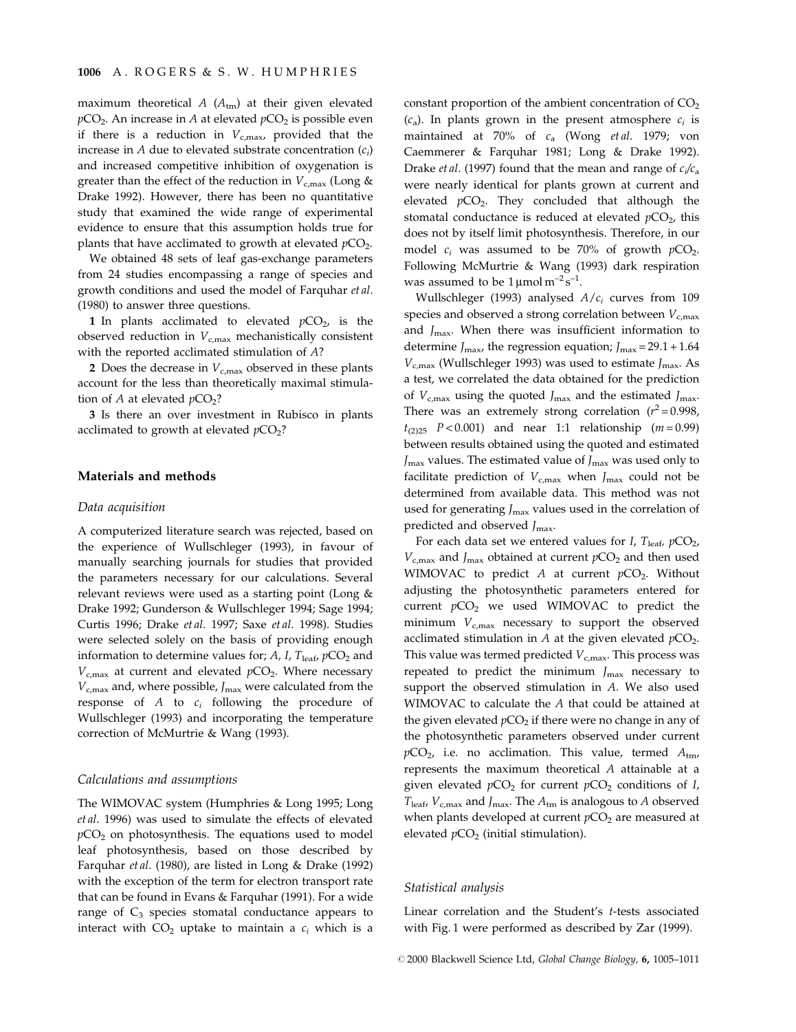maximum theoretical $A$ ($A_{tm}$) at their given elevated $pCO_2$. An increase in $A$ at elevated $pCO_2$ is possible even if there is a reduction in $V_{c,max}$, provided that the increase in $A$ due to elevated substrate concentration ($c_i$) and increased competitive inhibition of oxygenation is greater than the effect of the reduction in $V_{c,max}$ (Long & Drake 1992). However, there has been no quantitative study that examined the wide range of experimental evidence to ensure that this assumption holds true for plants that have acclimated to growth at elevated $pCO_2$.

We obtained 48 sets of leaf gas-exchange parameters from 24 studies encompassing a range of species and growth conditions and used the model of Farquhar *et al*. (1980) to answer three questions.

**1** In plants acclimated to elevated $pCO_2$, is the observed reduction in $V_{c,max}$ mechanistically consistent with the reported acclimated stimulation of $A$?

**2** Does the decrease in $V_{c,max}$ observed in these plants account for the less than theoretically maximal stimulation of $A$ at elevated $pCO_2$?

**3** Is there an over investment in Rubisco in plants acclimated to growth at elevated $pCO_2$?

## Materials and methods

### *Data acquisition*

A computerized literature search was rejected, based on the experience of Wullschleger (1993), in favour of manually searching journals for studies that provided the parameters necessary for our calculations. Several relevant reviews were used as a starting point (Long & Drake 1992; Gunderson & Wullschleger 1994; Sage 1994; Curtis 1996; Drake *et al*. 1997; Saxe *et al*. 1998). Studies were selected solely on the basis of providing enough information to determine values for; $A$, $I$, $T_{leaf}$, $pCO_2$ and $V_{c,max}$ at current and elevated $pCO_2$. Where necessary $V_{c,max}$ and, where possible, $J_{max}$ were calculated from the response of $A$ to $c_i$ following the procedure of Wullschleger (1993) and incorporating the temperature correction of McMurtrie & Wang (1993).

### *Calculations and assumptions*

The WIMOVAC system (Humphries & Long 1995; Long *et al*. 1996) was used to simulate the effects of elevated $pCO_2$ on photosynthesis. The equations used to model leaf photosynthesis, based on those described by Farquhar *et al*. (1980), are listed in Long & Drake (1992) with the exception of the term for electron transport rate that can be found in Evans & Farquhar (1991). For a wide range of $C_3$ species stomatal conductance appears to interact with $CO_2$ uptake to maintain a $c_i$ which is a constant proportion of the ambient concentration of $CO_2$ ($c_a$). In plants grown in the present atmosphere $c_i$ is maintained at 70% of $c_a$ (Wong *et al*. 1979; von Caemmerer & Farquhar 1981; Long & Drake 1992). Drake *et al*. (1997) found that the mean and range of $c_i/c_a$ were nearly identical for plants grown at current and elevated $pCO_2$. They concluded that although the stomatal conductance is reduced at elevated $pCO_2$, this does not by itself limit photosynthesis. Therefore, in our model $c_i$ was assumed to be 70% of growth $pCO_2$. Following McMurtrie & Wang (1993) dark respiration was assumed to be 1 $\mu$mol m$^{-2}$ s$^{-1}$.

Wullschleger (1993) analysed $A/c_i$ curves from 109 species and observed a strong correlation between $V_{c,max}$ and $J_{max}$. When there was insufficient information to determine $J_{max}$, the regression equation; $J_{max} = 29.1 + 1.64\ V_{c,max}$ (Wullschleger 1993) was used to estimate $J_{max}$. As a test, we correlated the data obtained for the prediction of $V_{c,max}$ using the quoted $J_{max}$ and the estimated $J_{max}$. There was an extremely strong correlation ($r^2 = 0.998$, $t_{(2)25}$ $P < 0.001$) and near 1:1 relationship ($m = 0.99$) between results obtained using the quoted and estimated $J_{max}$ values. The estimated value of $J_{max}$ was used only to facilitate prediction of $V_{c,max}$ when $J_{max}$ could not be determined from available data. This method was not used for generating $J_{max}$ values used in the correlation of predicted and observed $J_{max}$.

For each data set we entered values for $I$, $T_{leaf}$, $pCO_2$, $V_{c,max}$ and $J_{max}$ obtained at current $pCO_2$ and then used WIMOVAC to predict $A$ at current $pCO_2$. Without adjusting the photosynthetic parameters entered for current $pCO_2$ we used WIMOVAC to predict the minimum $V_{c,max}$ necessary to support the observed acclimated stimulation in $A$ at the given elevated $pCO_2$. This value was termed predicted $V_{c,max}$. This process was repeated to predict the minimum $J_{max}$ necessary to support the observed stimulation in $A$. We also used WIMOVAC to calculate the $A$ that could be attained at the given elevated $pCO_2$ if there were no change in any of the photosynthetic parameters observed under current $pCO_2$, i.e. no acclimation. This value, termed $A_{tm}$, represents the maximum theoretical $A$ attainable at a given elevated $pCO_2$ for current $pCO_2$ conditions of $I$, $T_{leaf}$, $V_{c,max}$ and $J_{max}$. The $A_{tm}$ is analogous to $A$ observed when plants developed at current $pCO_2$ are measured at elevated $pCO_2$ (initial stimulation).

### *Statistical analysis*

Linear correlation and the Student's *t*-tests associated with Fig. 1 were performed as described by Zar (1999).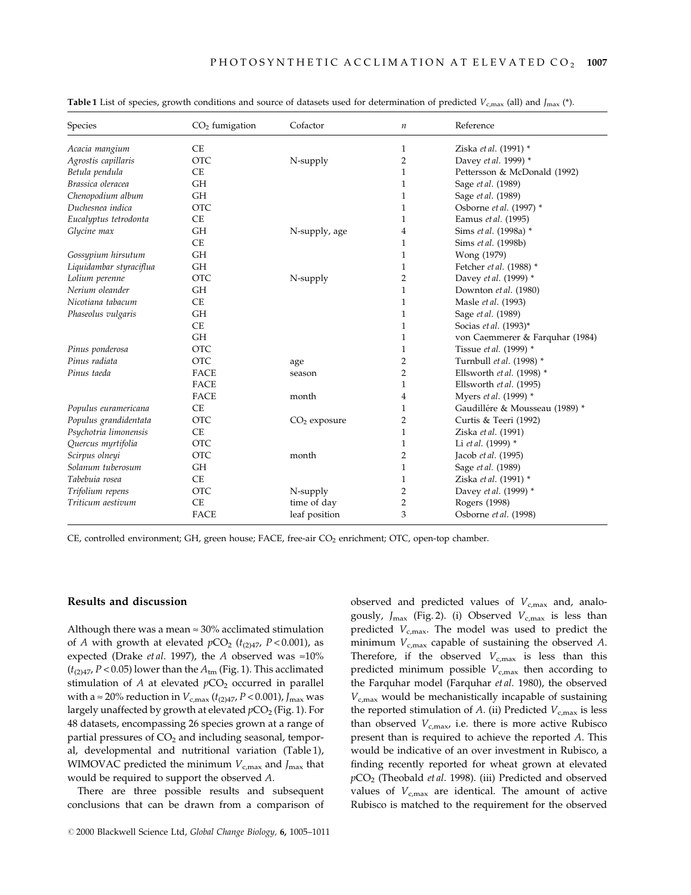**Table 1** List of species, growth conditions and source of datasets used for determination of predicted $V_{c,max}$ (all) and $J_{max}$ (*).

| Species | $CO_2$ fumigation | Cofactor | $n$ | Reference |
|---|---|---|---|---|
| *Acacia mangium* | CE | | 1 | Ziska *et al*. (1991) * |
| *Agrostis capillaris* | OTC | N-supply | 2 | Davey *et al*. 1999) * |
| *Betula pendula* | CE | | 1 | Pettersson & McDonald (1992) |
| *Brassica oleracea* | GH | | 1 | Sage *et al*. (1989) |
| *Chenopodium album* | GH | | 1 | Sage *et al*. (1989) |
| *Duchesnea indica* | OTC | | 1 | Osborne *et al*. (1997) * |
| *Eucalyptus tetrodonta* | CE | | 1 | Eamus *et al*. (1995) |
| *Glycine max* | GH | N-supply, age | 4 | Sims *et al*. (1998a) * |
| | CE | | 1 | Sims *et al*. (1998b) |
| *Gossypium hirsutum* | GH | | 1 | Wong (1979) |
| *Liquidambar styraciflua* | GH | | 1 | Fetcher *et al*. (1988) * |
| *Lolium perenne* | OTC | N-supply | 2 | Davey *et al*. (1999) * |
| *Nerium oleander* | GH | | 1 | Downton *et al*. (1980) |
| *Nicotiana tabacum* | CE | | 1 | Masle *et al*. (1993) |
| *Phaseolus vulgaris* | GH | | 1 | Sage *et al*. (1989) |
| | CE | | 1 | Socias *et al*. (1993)* |
| | GH | | 1 | von Caemmerer & Farquhar (1984) |
| *Pinus ponderosa* | OTC | | 1 | Tissue *et al*. (1999) * |
| *Pinus radiata* | OTC | age | 2 | Turnbull *et al*. (1998) * |
| *Pinus taeda* | FACE | season | 2 | Ellsworth *et al*. (1998) * |
| | FACE | | 1 | Ellsworth *et al*. (1995) |
| | FACE | month | 4 | Myers *et al*. (1999) * |
| *Populus euramericana* | CE | | 1 | Gaudillére & Mousseau (1989) * |
| *Populus grandidentata* | OTC | $CO_2$ exposure | 2 | Curtis & Teeri (1992) |
| *Psychotria limonensis* | CE | | 1 | Ziska *et al*. (1991) |
| *Quercus myrtifolia* | OTC | | 1 | Li *et al*. (1999) * |
| *Scirpus olneyi* | OTC | month | 2 | Jacob *et al*. (1995) |
| *Solanum tuberosum* | GH | | 1 | Sage *et al*. (1989) |
| *Tabebuia rosea* | CE | | 1 | Ziska *et al*. (1991) * |
| *Trifolium repens* | OTC | N-supply | 2 | Davey *et al*. (1999) * |
| *Triticum aestivum* | CE | time of day | 2 | Rogers (1998) |
| | FACE | leaf position | 3 | Osborne *et al*. (1998) |

CE, controlled environment; GH, green house; FACE, free-air $CO_2$ enrichment; OTC, open-top chamber.

## Results and discussion

Although there was a mean ≈ 30% acclimated stimulation of $A$ with growth at elevated $pCO_2$ ($t_{(2)47}$, $P < 0.001$), as expected (Drake *et al*. 1997), the $A$ observed was ≈10% ($t_{(2)47}$, $P < 0.05$) lower than the $A_{tm}$ (Fig. 1). This acclimated stimulation of $A$ at elevated $pCO_2$ occurred in parallel with a ≈ 20% reduction in $V_{c,max}$ ($t_{(2)47}$, $P < 0.001$), $J_{max}$ was largely unaffected by growth at elevated $pCO_2$ (Fig. 1). For 48 datasets, encompassing 26 species grown at a range of partial pressures of $CO_2$ and including seasonal, temporal, developmental and nutritional variation (Table 1), WIMOVAC predicted the minimum $V_{c,max}$ and $J_{max}$ that would be required to support the observed $A$.

There are three possible results and subsequent conclusions that can be drawn from a comparison of observed and predicted values of $V_{c,max}$ and, analogously, $J_{max}$ (Fig. 2). (i) Observed $V_{c,max}$ is less than predicted $V_{c,max}$. The model was used to predict the minimum $V_{c,max}$ capable of sustaining the observed $A$. Therefore, if the observed $V_{c,max}$ is less than this predicted minimum possible $V_{c,max}$ then according to the Farquhar model (Farquhar *et al*. 1980), the observed $V_{c,max}$ would be mechanistically incapable of sustaining the reported stimulation of $A$. (ii) Predicted $V_{c,max}$ is less than observed $V_{c,max}$, i.e. there is more active Rubisco present than is required to achieve the reported $A$. This would be indicative of an over investment in Rubisco, a finding recently reported for wheat grown at elevated $pCO_2$ (Theobald *et al*. 1998). (iii) Predicted and observed values of $V_{c,max}$ are identical. The amount of active Rubisco is matched to the requirement for the observed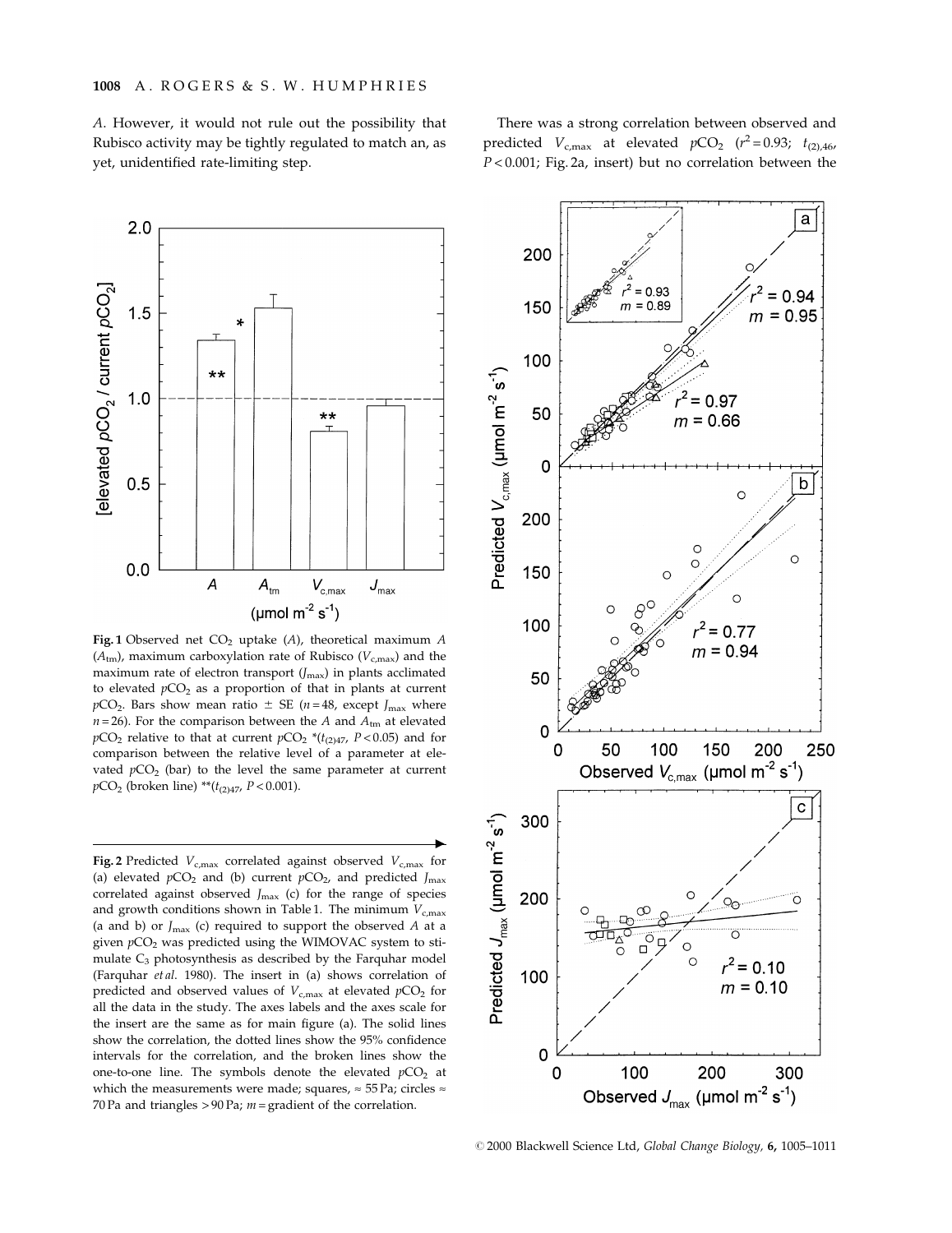*A*. However, it would not rule out the possibility that Rubisco activity may be tightly regulated to match an, as yet, unidentified rate-limiting step.

**Fig. 1** Observed net $CO_2$ uptake ($A$), theoretical maximum $A$ ($A_{tm}$), maximum carboxylation rate of Rubisco ($V_{c,max}$) and the maximum rate of electron transport ($J_{max}$) in plants acclimated to elevated $pCO_2$ as a proportion of that in plants at current $pCO_2$. Bars show mean ratio ± SE ($n = 48$, except $J_{max}$ where $n = 26$). For the comparison between the $A$ and $A_{tm}$ at elevated $pCO_2$ relative to that at current $pCO_2$ *($t_{(2)47}$, $P < 0.05$) and for comparison between the relative level of a parameter at elevated $pCO_2$ (bar) to the level the same parameter at current $pCO_2$ (broken line) **($t_{(2)47}$, $P < 0.001$).

**Fig. 2** Predicted $V_{c,max}$ correlated against observed $V_{c,max}$ for (a) elevated $pCO_2$ and (b) current $pCO_2$, and predicted $J_{max}$ correlated against observed $J_{max}$ (c) for the range of species and growth conditions shown in Table 1. The minimum $V_{c,max}$ (a and b) or $J_{max}$ (c) required to support the observed $A$ at a given $pCO_2$ was predicted using the WIMOVAC system to stimulate $C_3$ photosynthesis as described by the Farquhar model (Farquhar *et al*. 1980). The insert in (a) shows correlation of predicted and observed values of $V_{c,max}$ at elevated $pCO_2$ for all the data in the study. The axes labels and the axes scale for the insert are the same as for main figure (a). The solid lines show the correlation, the dotted lines show the 95% confidence intervals for the correlation, and the broken lines show the one-to-one line. The symbols denote the elevated $pCO_2$ at which the measurements were made; squares, ≈ 55 Pa; circles ≈ 70 Pa and triangles > 90 Pa; $m$ = gradient of the correlation.

There was a strong correlation between observed and predicted $V_{c,max}$ at elevated $pCO_2$ ($r^2 = 0.93$; $t_{(2),46}$, $P < 0.001$; Fig. 2a, insert) but no correlation between the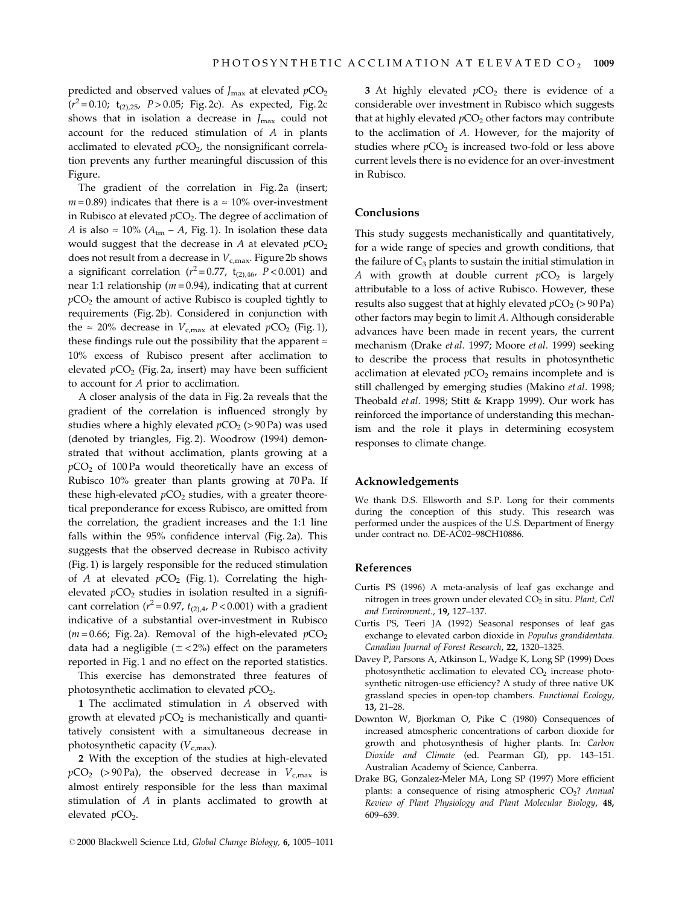predicted and observed values of $J_{max}$ at elevated $pCO_2$ ($r^2 = 0.10$; $t_{(2),25}$, $P > 0.05$; Fig. 2c). As expected, Fig. 2c shows that in isolation a decrease in $J_{max}$ could not account for the reduced stimulation of $A$ in plants acclimated to elevated $pCO_2$, the nonsignificant correlation prevents any further meaningful discussion of this Figure.

The gradient of the correlation in Fig. 2a (insert; $m = 0.89$) indicates that there is a $\approx$ 10% over-investment in Rubisco at elevated $pCO_2$. The degree of acclimation of $A$ is also $\approx$ 10% ($A_{tm} - A$, Fig. 1). In isolation these data would suggest that the decrease in $A$ at elevated $pCO_2$ does not result from a decrease in $V_{c,max}$. Figure 2b shows a significant correlation ($r^2 = 0.77$, $t_{(2),46}$, $P < 0.001$) and near 1:1 relationship ($m = 0.94$), indicating that at current $pCO_2$ the amount of active Rubisco is coupled tightly to requirements (Fig. 2b). Considered in conjunction with the $\approx$ 20% decrease in $V_{c,max}$ at elevated $pCO_2$ (Fig. 1), these findings rule out the possibility that the apparent $\approx$ 10% excess of Rubisco present after acclimation to elevated $pCO_2$ (Fig. 2a, insert) may have been sufficient to account for $A$ prior to acclimation.

A closer analysis of the data in Fig. 2a reveals that the gradient of the correlation is influenced strongly by studies where a highly elevated $pCO_2$ (> 90 Pa) was used (denoted by triangles, Fig. 2). Woodrow (1994) demonstrated that without acclimation, plants growing at a $pCO_2$ of 100 Pa would theoretically have an excess of Rubisco 10% greater than plants growing at 70 Pa. If these high-elevated $pCO_2$ studies, with a greater theoretical preponderance for excess Rubisco, are omitted from the correlation, the gradient increases and the 1:1 line falls within the 95% confidence interval (Fig. 2a). This suggests that the observed decrease in Rubisco activity (Fig. 1) is largely responsible for the reduced stimulation of $A$ at elevated $pCO_2$ (Fig. 1). Correlating the high-elevated $pCO_2$ studies in isolation resulted in a significant correlation ($r^2 = 0.97$, $t_{(2),4}$, $P < 0.001$) with a gradient indicative of a substantial over-investment in Rubisco ($m = 0.66$; Fig. 2a). Removal of the high-elevated $pCO_2$ data had a negligible ($\pm < 2\%$) effect on the parameters reported in Fig. 1 and no effect on the reported statistics.

This exercise has demonstrated three features of photosynthetic acclimation to elevated $pCO_2$.

**1** The acclimated stimulation in $A$ observed with growth at elevated $pCO_2$ is mechanistically and quantitatively consistent with a simultaneous decrease in photosynthetic capacity ($V_{c,max}$).

**2** With the exception of the studies at high-elevated $pCO_2$ (> 90 Pa), the observed decrease in $V_{c,max}$ is almost entirely responsible for the less than maximal stimulation of $A$ in plants acclimated to growth at elevated $pCO_2$.

**3** At highly elevated $pCO_2$ there is evidence of a considerable over investment in Rubisco which suggests that at highly elevated $pCO_2$ other factors may contribute to the acclimation of $A$. However, for the majority of studies where $pCO_2$ is increased two-fold or less above current levels there is no evidence for an over-investment in Rubisco.

## Conclusions

This study suggests mechanistically and quantitatively, for a wide range of species and growth conditions, that the failure of $C_3$ plants to sustain the initial stimulation in $A$ with growth at double current $pCO_2$ is largely attributable to a loss of active Rubisco. However, these results also suggest that at highly elevated $pCO_2$ (> 90 Pa) other factors may begin to limit $A$. Although considerable advances have been made in recent years, the current mechanism (Drake *et al*. 1997; Moore *et al*. 1999) seeking to describe the process that results in photosynthetic acclimation at elevated $pCO_2$ remains incomplete and is still challenged by emerging studies (Makino *et al*. 1998; Theobald *et al*. 1998; Stitt & Krapp 1999). Our work has reinforced the importance of understanding this mechanism and the role it plays in determining ecosystem responses to climate change.

## Acknowledgements

We thank D.S. Ellsworth and S.P. Long for their comments during the conception of this study. This research was performed under the auspices of the U.S. Department of Energy under contract no. DE-AC02–98CH10886.

## References

Curtis PS (1996) A meta-analysis of leaf gas exchange and nitrogen in trees grown under elevated $CO_2$ in situ. *Plant, Cell and Environment.*, **19,** 127–137.

Curtis PS, Teeri JA (1992) Seasonal responses of leaf gas exchange to elevated carbon dioxide in *Populus grandidentata*. *Canadian Journal of Forest Research*, **22,** 1320–1325.

Davey P, Parsons A, Atkinson L, Wadge K, Long SP (1999) Does photosynthetic acclimation to elevated $CO_2$ increase photosynthetic nitrogen-use efficiency? A study of three native UK grassland species in open-top chambers. *Functional Ecology*, **13,** 21–28.

Downton W, Bjorkman O, Pike C (1980) Consequences of increased atmospheric concentrations of carbon dioxide for growth and photosynthesis of higher plants. In: *Carbon Dioxide and Climate* (ed. Pearman GI), pp. 143–151. Australian Academy of Science, Canberra.

Drake BG, Gonzalez-Meler MA, Long SP (1997) More efficient plants: a consequence of rising atmospheric $CO_2$? *Annual Review of Plant Physiology and Plant Molecular Biology*, **48,** 609–639.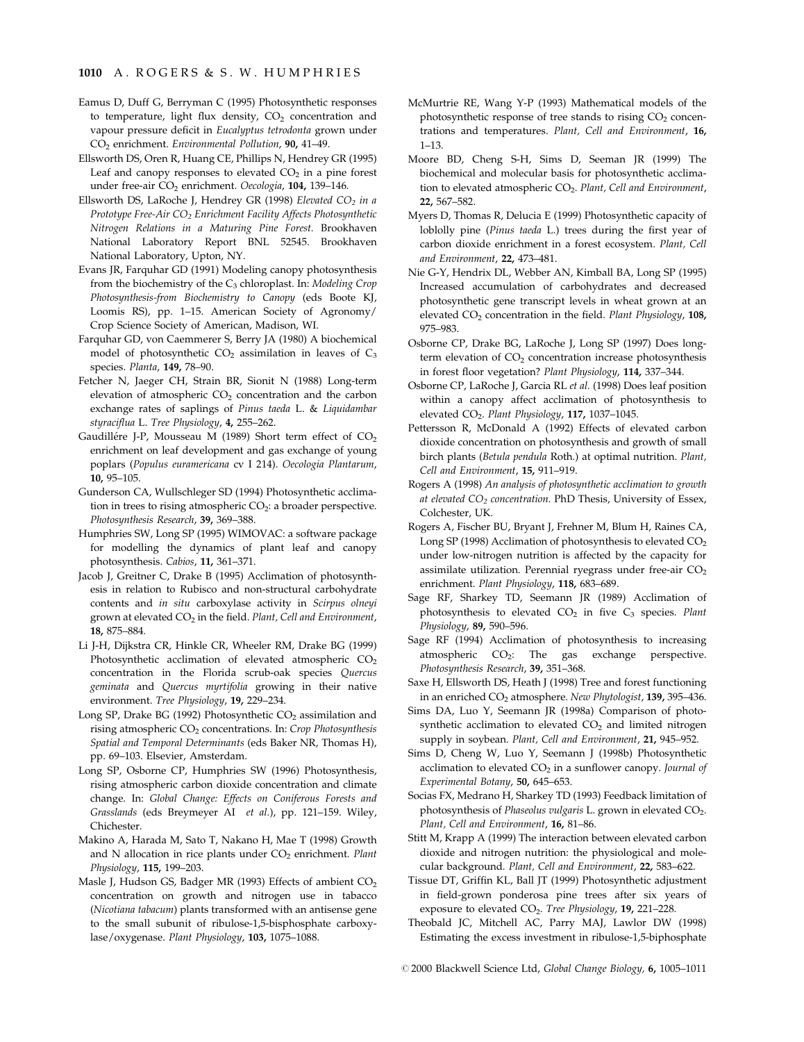Eamus D, Duff G, Berryman C (1995) Photosynthetic responses to temperature, light flux density, $CO_2$ concentration and vapour pressure deficit in *Eucalyptus tetrodonta* grown under $CO_2$ enrichment. *Environmental Pollution*, **90,** 41–49.

Ellsworth DS, Oren R, Huang CE, Phillips N, Hendrey GR (1995) Leaf and canopy responses to elevated $CO_2$ in a pine forest under free-air $CO_2$ enrichment. *Oecologia*, **104,** 139–146.

Ellsworth DS, LaRoche J, Hendrey GR (1998) *Elevated $CO_2$ in a Prototype Free-Air $CO_2$ Enrichment Facility Affects Photosynthetic Nitrogen Relations in a Maturing Pine Forest*. Brookhaven National Laboratory Report BNL 52545. Brookhaven National Laboratory, Upton, NY.

Evans JR, Farquhar GD (1991) Modeling canopy photosynthesis from the biochemistry of the $C_3$ chloroplast. In: *Modeling Crop Photosynthesis-from Biochemistry to Canopy* (eds Boote KJ, Loomis RS), pp. 1–15. American Society of Agronomy/Crop Science Society of American, Madison, WI.

Farquhar GD, von Caemmerer S, Berry JA (1980) A biochemical model of photosynthetic $CO_2$ assimilation in leaves of $C_3$ species. *Planta*, **149,** 78–90.

Fetcher N, Jaeger CH, Strain BR, Sionit N (1988) Long-term elevation of atmospheric $CO_2$ concentration and the carbon exchange rates of saplings of *Pinus taeda* L. & *Liquidambar styraciflua* L. *Tree Physiology*, **4,** 255–262.

Gaudillére J-P, Mousseau M (1989) Short term effect of $CO_2$ enrichment on leaf development and gas exchange of young poplars (*Populus euramericana* cv I 214). *Oecologia Plantarum*, **10,** 95–105.

Gunderson CA, Wullschleger SD (1994) Photosynthetic acclimation in trees to rising atmospheric $CO_2$: a broader perspective. *Photosynthesis Research*, **39,** 369–388.

Humphries SW, Long SP (1995) WIMOVAC: a software package for modelling the dynamics of plant leaf and canopy photosynthesis. *Cabios*, **11,** 361–371.

Jacob J, Greitner C, Drake B (1995) Acclimation of photosynthesis in relation to Rubisco and non-structural carbohydrate contents and *in situ* carboxylase activity in *Scirpus olneyi* grown at elevated $CO_2$ in the field. *Plant, Cell and Environment*, **18,** 875–884.

Li J-H, Dijkstra CR, Hinkle CR, Wheeler RM, Drake BG (1999) Photosynthetic acclimation of elevated atmospheric $CO_2$ concentration in the Florida scrub-oak species *Quercus geminata* and *Quercus myrtifolia* growing in their native environment. *Tree Physiology*, **19,** 229–234.

Long SP, Drake BG (1992) Photosynthetic $CO_2$ assimilation and rising atmospheric $CO_2$ concentrations. In: *Crop Photosynthesis Spatial and Temporal Determinants* (eds Baker NR, Thomas H), pp. 69–103. Elsevier, Amsterdam.

Long SP, Osborne CP, Humphries SW (1996) Photosynthesis, rising atmospheric carbon dioxide concentration and climate change. In: *Global Change: Effects on Coniferous Forests and Grasslands* (eds Breymeyer AI *et al.*), pp. 121–159. Wiley, Chichester.

Makino A, Harada M, Sato T, Nakano H, Mae T (1998) Growth and N allocation in rice plants under $CO_2$ enrichment. *Plant Physiology*, **115,** 199–203.

Masle J, Hudson GS, Badger MR (1993) Effects of ambient $CO_2$ concentration on growth and nitrogen use in tobacco (*Nicotiana tabacum*) plants transformed with an antisense gene to the small subunit of ribulose-1,5-bisphosphate carboxylase/oxygenase. *Plant Physiology*, **103,** 1075–1088.

McMurtrie RE, Wang Y-P (1993) Mathematical models of the photosynthetic response of tree stands to rising $CO_2$ concentrations and temperatures. *Plant, Cell and Environment*, **16,** 1–13.

Moore BD, Cheng S-H, Sims D, Seeman JR (1999) The biochemical and molecular basis for photosynthetic acclimation to elevated atmospheric $CO_2$. *Plant, Cell and Environment*, **22,** 567–582.

Myers D, Thomas R, Delucia E (1999) Photosynthetic capacity of loblolly pine (*Pinus taeda* L.) trees during the first year of carbon dioxide enrichment in a forest ecosystem. *Plant, Cell and Environment*, **22,** 473–481.

Nie G-Y, Hendrix DL, Webber AN, Kimball BA, Long SP (1995) Increased accumulation of carbohydrates and decreased photosynthetic gene transcript levels in wheat grown at an elevated $CO_2$ concentration in the field. *Plant Physiology*, **108,** 975–983.

Osborne CP, Drake BG, LaRoche J, Long SP (1997) Does long-term elevation of $CO_2$ concentration increase photosynthesis in forest floor vegetation? *Plant Physiology*, **114,** 337–344.

Osborne CP, LaRoche J, Garcia RL *et al.* (1998) Does leaf position within a canopy affect acclimation of photosynthesis to elevated $CO_2$. *Plant Physiology*, **117,** 1037–1045.

Pettersson R, McDonald A (1992) Effects of elevated carbon dioxide concentration on photosynthesis and growth of small birch plants (*Betula pendula* Roth.) at optimal nutrition. *Plant, Cell and Environment*, **15,** 911–919.

Rogers A (1998) *An analysis of photosynthetic acclimation to growth at elevated $CO_2$ concentration.* PhD Thesis, University of Essex, Colchester, UK.

Rogers A, Fischer BU, Bryant J, Frehner M, Blum H, Raines CA, Long SP (1998) Acclimation of photosynthesis to elevated $CO_2$ under low-nitrogen nutrition is affected by the capacity for assimilate utilization. Perennial ryegrass under free-air $CO_2$ enrichment. *Plant Physiology*, **118,** 683–689.

Sage RF, Sharkey TD, Seemann JR (1989) Acclimation of photosynthesis to elevated $CO_2$ in five $C_3$ species. *Plant Physiology*, **89,** 590–596.

Sage RF (1994) Acclimation of photosynthesis to increasing atmospheric $CO_2$: The gas exchange perspective. *Photosynthesis Research*, **39,** 351–368.

Saxe H, Ellsworth DS, Heath J (1998) Tree and forest functioning in an enriched $CO_2$ atmosphere. *New Phytologist*, **139,** 395–436.

Sims DA, Luo Y, Seemann JR (1998a) Comparison of photosynthetic acclimation to elevated $CO_2$ and limited nitrogen supply in soybean. *Plant, Cell and Environment*, **21,** 945–952.

Sims D, Cheng W, Luo Y, Seemann J (1998b) Photosynthetic acclimation to elevated $CO_2$ in a sunflower canopy. *Journal of Experimental Botany*, **50,** 645–653.

Socias FX, Medrano H, Sharkey TD (1993) Feedback limitation of photosynthesis of *Phaseolus vulgaris* L. grown in elevated $CO_2$. *Plant, Cell and Environment*, **16,** 81–86.

Stitt M, Krapp A (1999) The interaction between elevated carbon dioxide and nitrogen nutrition: the physiological and molecular background. *Plant, Cell and Environment*, **22,** 583–622.

Tissue DT, Griffin KL, Ball JT (1999) Photosynthetic adjustment in field-grown ponderosa pine trees after six years of exposure to elevated $CO_2$. *Tree Physiology*, **19,** 221–228.

Theobald JC, Mitchell AC, Parry MAJ, Lawlor DW (1998) Estimating the excess investment in ribulose-1,5-biphosphate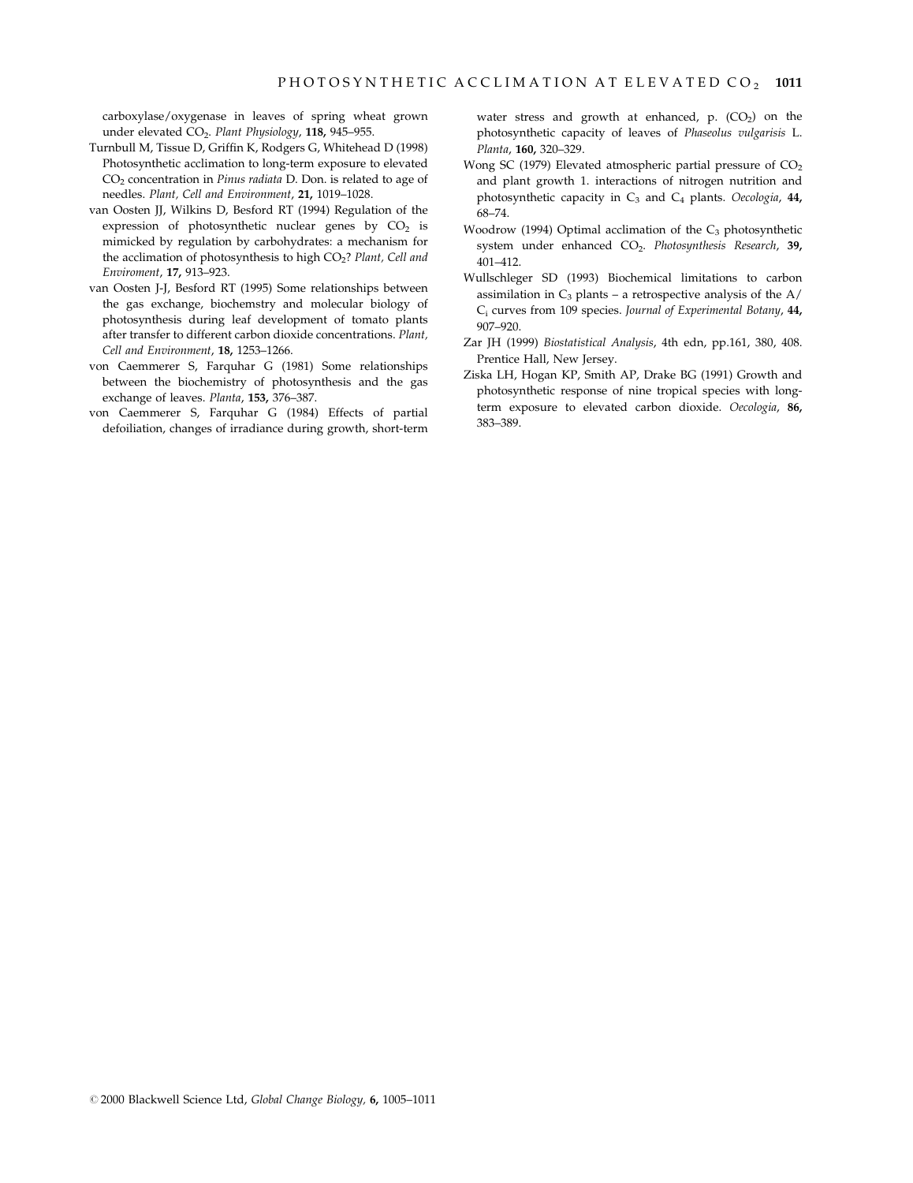carboxylase/oxygenase in leaves of spring wheat grown under elevated $CO_2$. *Plant Physiology*, **118,** 945–955.

Turnbull M, Tissue D, Griffin K, Rodgers G, Whitehead D (1998) Photosynthetic acclimation to long-term exposure to elevated $CO_2$ concentration in *Pinus radiata* D. Don. is related to age of needles. *Plant, Cell and Environment*, **21,** 1019–1028.

van Oosten JJ, Wilkins D, Besford RT (1994) Regulation of the expression of photosynthetic nuclear genes by $CO_2$ is mimicked by regulation by carbohydrates: a mechanism for the acclimation of photosynthesis to high $CO_2$? *Plant, Cell and Enviroment*, **17,** 913–923.

van Oosten J-J, Besford RT (1995) Some relationships between the gas exchange, biochemstry and molecular biology of photosynthesis during leaf development of tomato plants after transfer to different carbon dioxide concentrations. *Plant, Cell and Environment*, **18,** 1253–1266.

von Caemmerer S, Farquhar G (1981) Some relationships between the biochemistry of photosynthesis and the gas exchange of leaves. *Planta*, **153,** 376–387.

von Caemmerer S, Farquhar G (1984) Effects of partial defoiliation, changes of irradiance during growth, short-term water stress and growth at enhanced, p. ($CO_2$) on the photosynthetic capacity of leaves of *Phaseolus vulgarisis* L. *Planta*, **160,** 320–329.

Wong SC (1979) Elevated atmospheric partial pressure of $CO_2$ and plant growth 1. interactions of nitrogen nutrition and photosynthetic capacity in $C_3$ and $C_4$ plants. *Oecologia*, **44,** 68–74.

Woodrow (1994) Optimal acclimation of the $C_3$ photosynthetic system under enhanced $CO_2$. *Photosynthesis Research*, **39,** 401–412.

Wullschleger SD (1993) Biochemical limitations to carbon assimilation in $C_3$ plants – a retrospective analysis of the A/$C_i$ curves from 109 species. *Journal of Experimental Botany*, **44,** 907–920.

Zar JH (1999) *Biostatistical Analysis*, 4th edn, pp.161, 380, 408. Prentice Hall, New Jersey.

Ziska LH, Hogan KP, Smith AP, Drake BG (1991) Growth and photosynthetic response of nine tropical species with long-term exposure to elevated carbon dioxide. *Oecologia*, **86,** 383–389.